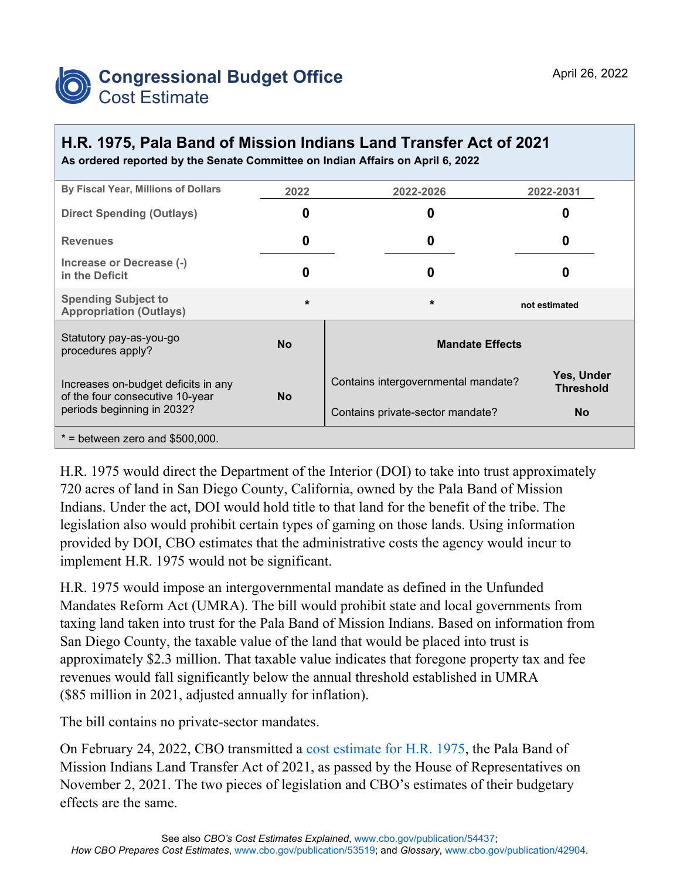Congressional Budget Office
Cost Estimate

April 26, 2022

## H.R. 1975, Pala Band of Mission Indians Land Transfer Act of 2021

**As ordered reported by the Senate Committee on Indian Affairs on April 6, 2022**

| By Fiscal Year, Millions of Dollars | 2022 | 2022-2026 | 2022-2031 |
|---|---|---|---|
| Direct Spending (Outlays) | 0 | 0 | 0 |
| Revenues | 0 | 0 | 0 |
| Increase or Decrease (-) in the Deficit | 0 | 0 | 0 |
| Spending Subject to Appropriation (Outlays) | * | * | not estimated |

| | | Mandate Effects | |
|---|---|---|---|
| Statutory pay-as-you-go procedures apply? | No | Contains intergovernmental mandate? | Yes, Under Threshold |
| Increases on-budget deficits in any of the four consecutive 10-year periods beginning in 2032? | No | Contains private-sector mandate? | No |

* = between zero and $500,000.

H.R. 1975 would direct the Department of the Interior (DOI) to take into trust approximately 720 acres of land in San Diego County, California, owned by the Pala Band of Mission Indians. Under the act, DOI would hold title to that land for the benefit of the tribe. The legislation also would prohibit certain types of gaming on those lands. Using information provided by DOI, CBO estimates that the administrative costs the agency would incur to implement H.R. 1975 would not be significant.

H.R. 1975 would impose an intergovernmental mandate as defined in the Unfunded Mandates Reform Act (UMRA). The bill would prohibit state and local governments from taxing land taken into trust for the Pala Band of Mission Indians. Based on information from San Diego County, the taxable value of the land that would be placed into trust is approximately $2.3 million. That taxable value indicates that foregone property tax and fee revenues would fall significantly below the annual threshold established in UMRA ($85 million in 2021, adjusted annually for inflation).

The bill contains no private-sector mandates.

On February 24, 2022, CBO transmitted a cost estimate for H.R. 1975, the Pala Band of Mission Indians Land Transfer Act of 2021, as passed by the House of Representatives on November 2, 2021. The two pieces of legislation and CBO's estimates of their budgetary effects are the same.

See also *CBO's Cost Estimates Explained*, www.cbo.gov/publication/54437; *How CBO Prepares Cost Estimates*, www.cbo.gov/publication/53519; and *Glossary*, www.cbo.gov/publication/42904.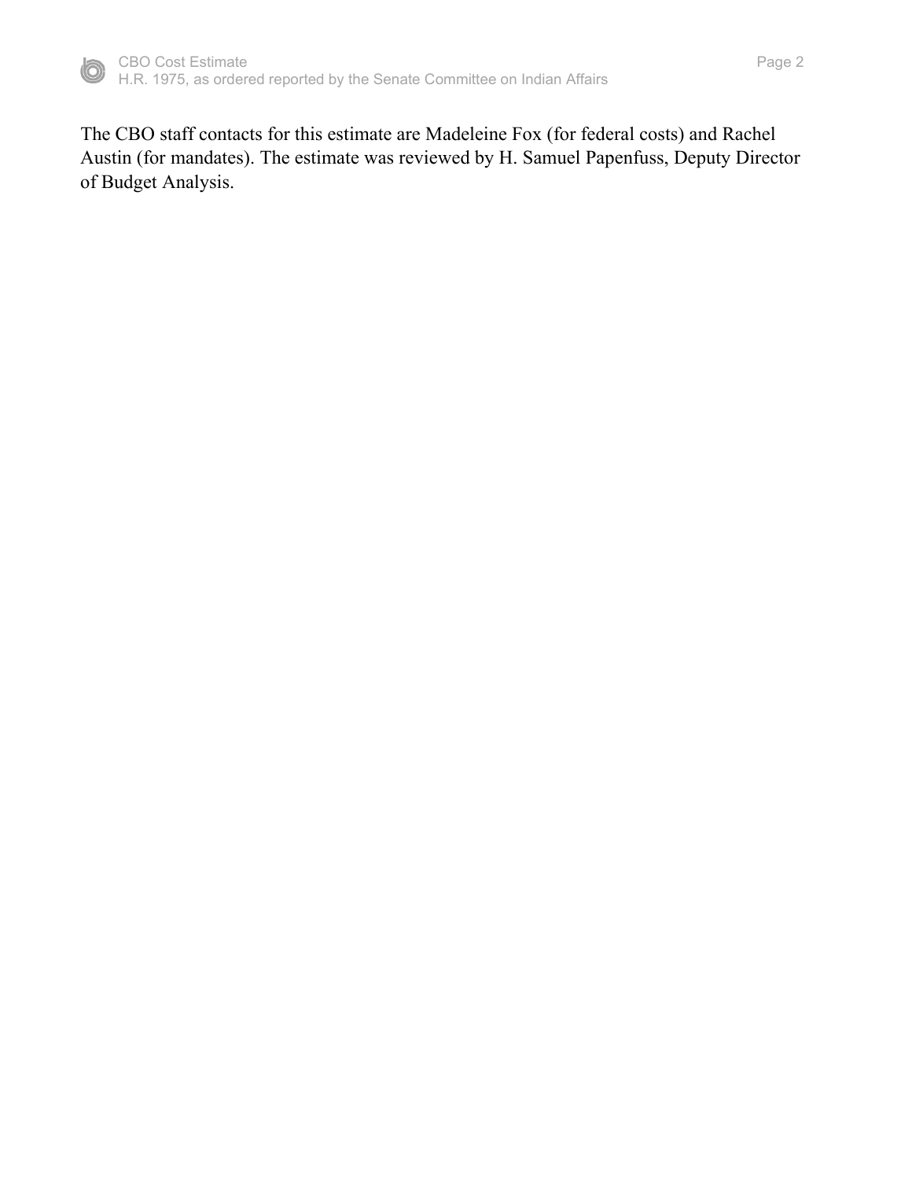The CBO staff contacts for this estimate are Madeleine Fox (for federal costs) and Rachel Austin (for mandates). The estimate was reviewed by H. Samuel Papenfuss, Deputy Director of Budget Analysis.